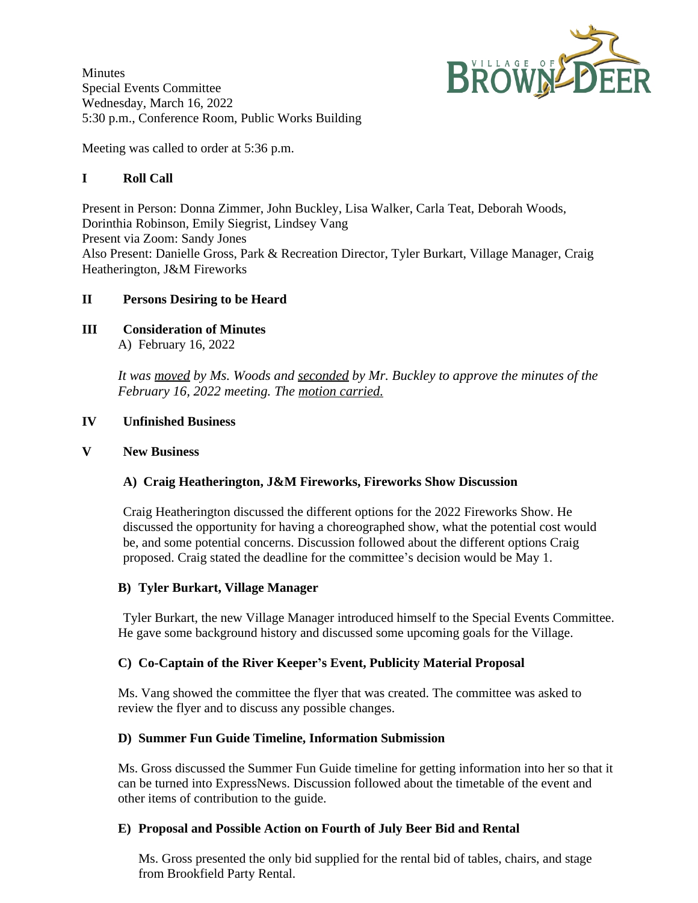Minutes
Special Events Committee
Wednesday, March 16, 2022
5:30 p.m., Conference Room, Public Works Building

Meeting was called to order at 5:36 p.m.

## I Roll Call

Present in Person: Donna Zimmer, John Buckley, Lisa Walker, Carla Teat, Deborah Woods, Dorinthia Robinson, Emily Siegrist, Lindsey Vang
Present via Zoom: Sandy Jones
Also Present: Danielle Gross, Park & Recreation Director, Tyler Burkart, Village Manager, Craig Heatherington, J&M Fireworks

## II Persons Desiring to be Heard

## III Consideration of Minutes

A) February 16, 2022

*It was moved by Ms. Woods and seconded by Mr. Buckley to approve the minutes of the February 16, 2022 meeting. The motion carried.*

## IV Unfinished Business

## V New Business

### A) Craig Heatherington, J&M Fireworks, Fireworks Show Discussion

Craig Heatherington discussed the different options for the 2022 Fireworks Show. He discussed the opportunity for having a choreographed show, what the potential cost would be, and some potential concerns. Discussion followed about the different options Craig proposed. Craig stated the deadline for the committee's decision would be May 1.

### B) Tyler Burkart, Village Manager

Tyler Burkart, the new Village Manager introduced himself to the Special Events Committee. He gave some background history and discussed some upcoming goals for the Village.

### C) Co-Captain of the River Keeper's Event, Publicity Material Proposal

Ms. Vang showed the committee the flyer that was created. The committee was asked to review the flyer and to discuss any possible changes.

### D) Summer Fun Guide Timeline, Information Submission

Ms. Gross discussed the Summer Fun Guide timeline for getting information into her so that it can be turned into ExpressNews. Discussion followed about the timetable of the event and other items of contribution to the guide.

### E) Proposal and Possible Action on Fourth of July Beer Bid and Rental

Ms. Gross presented the only bid supplied for the rental bid of tables, chairs, and stage from Brookfield Party Rental.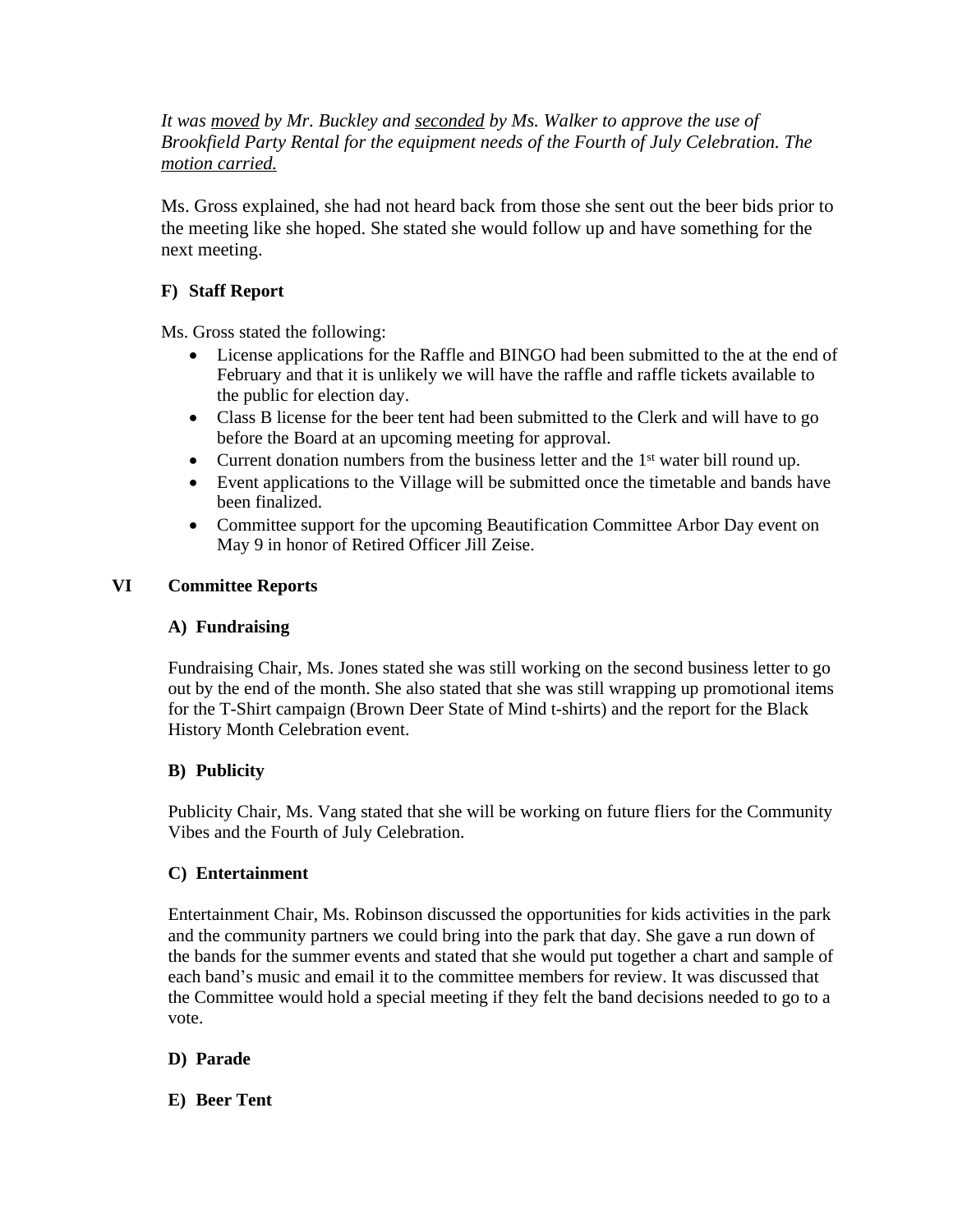*It was moved by Mr. Buckley and seconded by Ms. Walker to approve the use of Brookfield Party Rental for the equipment needs of the Fourth of July Celebration. The motion carried.*

Ms. Gross explained, she had not heard back from those she sent out the beer bids prior to the meeting like she hoped. She stated she would follow up and have something for the next meeting.

**F) Staff Report**

Ms. Gross stated the following:

- License applications for the Raffle and BINGO had been submitted to the at the end of February and that it is unlikely we will have the raffle and raffle tickets available to the public for election day.
- Class B license for the beer tent had been submitted to the Clerk and will have to go before the Board at an upcoming meeting for approval.
- Current donation numbers from the business letter and the 1st water bill round up.
- Event applications to the Village will be submitted once the timetable and bands have been finalized.
- Committee support for the upcoming Beautification Committee Arbor Day event on May 9 in honor of Retired Officer Jill Zeise.

## VI Committee Reports

**A) Fundraising**

Fundraising Chair, Ms. Jones stated she was still working on the second business letter to go out by the end of the month. She also stated that she was still wrapping up promotional items for the T-Shirt campaign (Brown Deer State of Mind t-shirts) and the report for the Black History Month Celebration event.

**B) Publicity**

Publicity Chair, Ms. Vang stated that she will be working on future fliers for the Community Vibes and the Fourth of July Celebration.

**C) Entertainment**

Entertainment Chair, Ms. Robinson discussed the opportunities for kids activities in the park and the community partners we could bring into the park that day. She gave a run down of the bands for the summer events and stated that she would put together a chart and sample of each band's music and email it to the committee members for review. It was discussed that the Committee would hold a special meeting if they felt the band decisions needed to go to a vote.

**D) Parade**

**E) Beer Tent**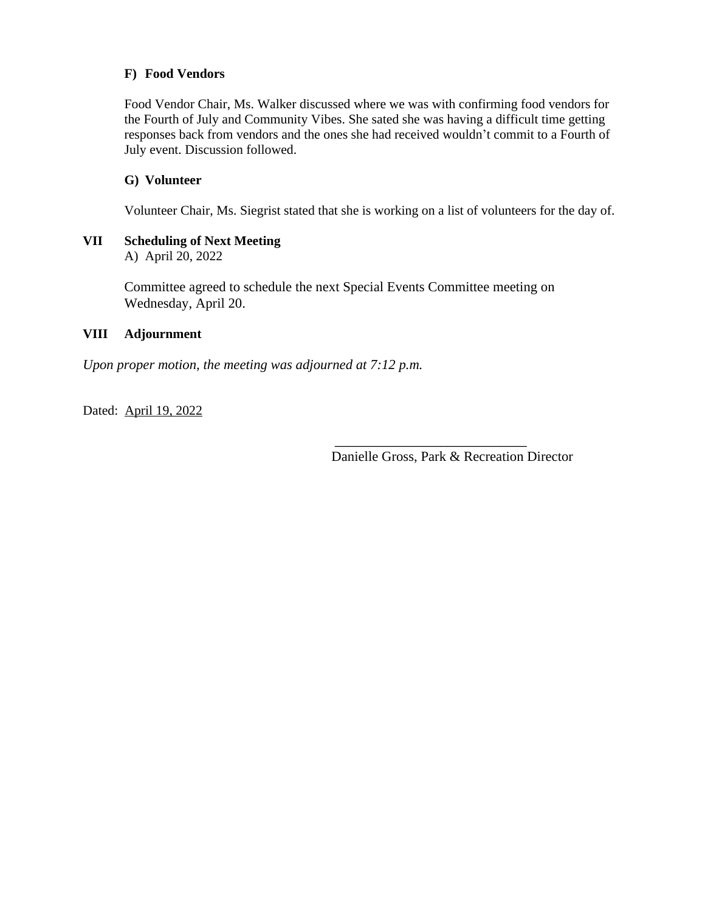### F) Food Vendors

Food Vendor Chair, Ms. Walker discussed where we was with confirming food vendors for the Fourth of July and Community Vibes. She sated she was having a difficult time getting responses back from vendors and the ones she had received wouldn't commit to a Fourth of July event. Discussion followed.

### G) Volunteer

Volunteer Chair, Ms. Siegrist stated that she is working on a list of volunteers for the day of.

## VII Scheduling of Next Meeting

A) April 20, 2022

Committee agreed to schedule the next Special Events Committee meeting on Wednesday, April 20.

## VIII Adjournment

*Upon proper motion, the meeting was adjourned at 7:12 p.m.*

Dated: April 19, 2022

____________________________

Danielle Gross, Park & Recreation Director